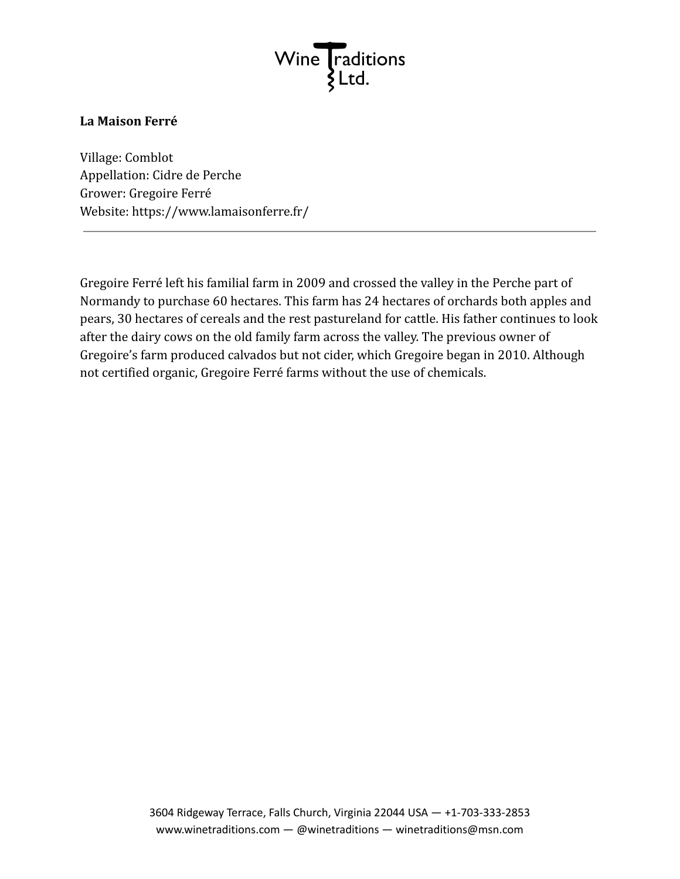**La Maison Ferré**

Village: Comblot  
Appellation: Cidre de Perche  
Grower: Gregoire Ferré  
Website: https://www.lamaisonferre.fr/

---

Gregoire Ferré left his familial farm in 2009 and crossed the valley in the Perche part of Normandy to purchase 60 hectares. This farm has 24 hectares of orchards both apples and pears, 30 hectares of cereals and the rest pastureland for cattle. His father continues to look after the dairy cows on the old family farm across the valley. The previous owner of Gregoire's farm produced calvados but not cider, which Gregoire began in 2010. Although not certified organic, Gregoire Ferré farms without the use of chemicals.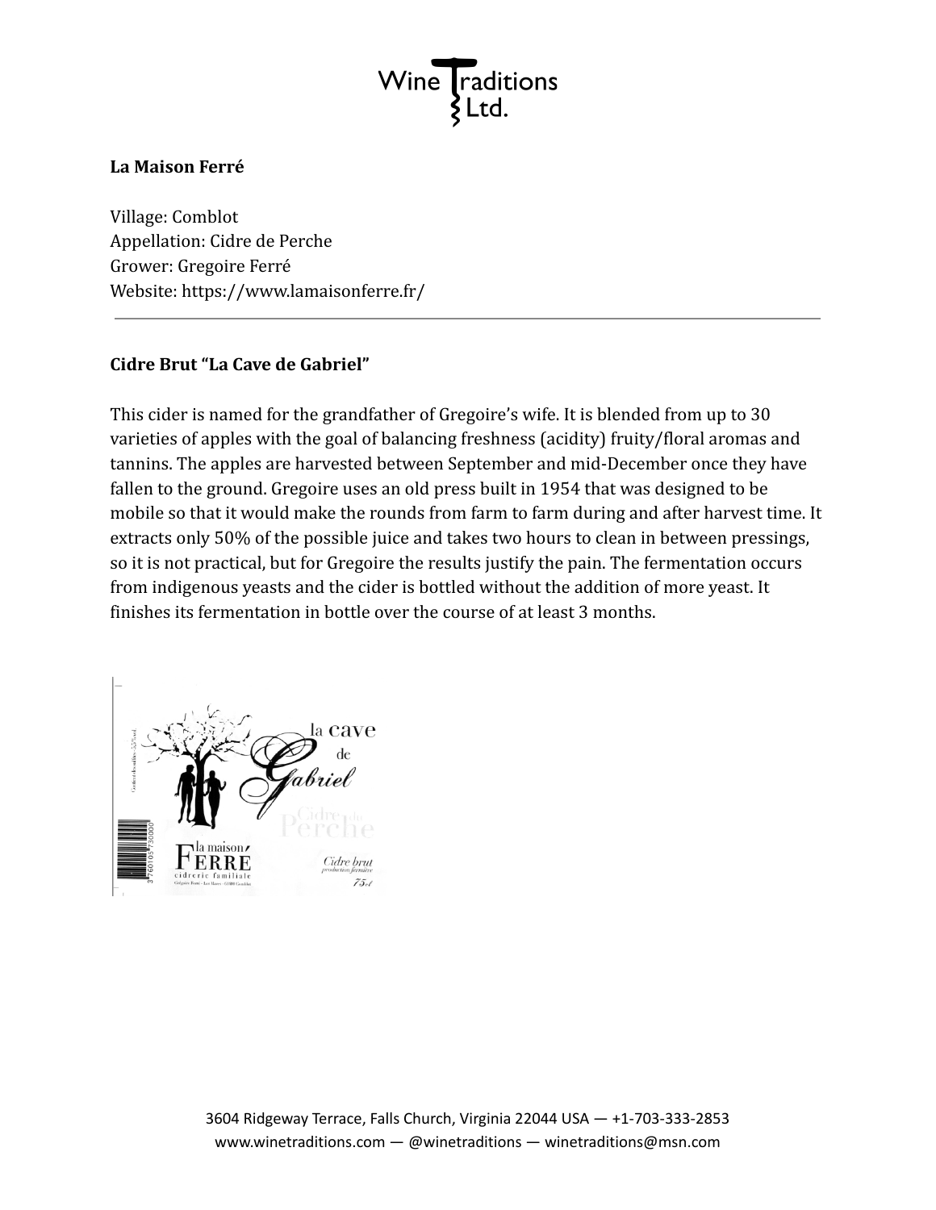**La Maison Ferré**

Village: Comblot
Appellation: Cidre de Perche
Grower: Gregoire Ferré
Website: https://www.lamaisonferre.fr/

---

**Cidre Brut "La Cave de Gabriel"**

This cider is named for the grandfather of Gregoire's wife. It is blended from up to 30 varieties of apples with the goal of balancing freshness (acidity) fruity/floral aromas and tannins. The apples are harvested between September and mid-December once they have fallen to the ground. Gregoire uses an old press built in 1954 that was designed to be mobile so that it would make the rounds from farm to farm during and after harvest time. It extracts only 50% of the possible juice and takes two hours to clean in between pressings, so it is not practical, but for Gregoire the results justify the pain. The fermentation occurs from indigenous yeasts and the cider is bottled without the addition of more yeast. It finishes its fermentation in bottle over the course of at least 3 months.